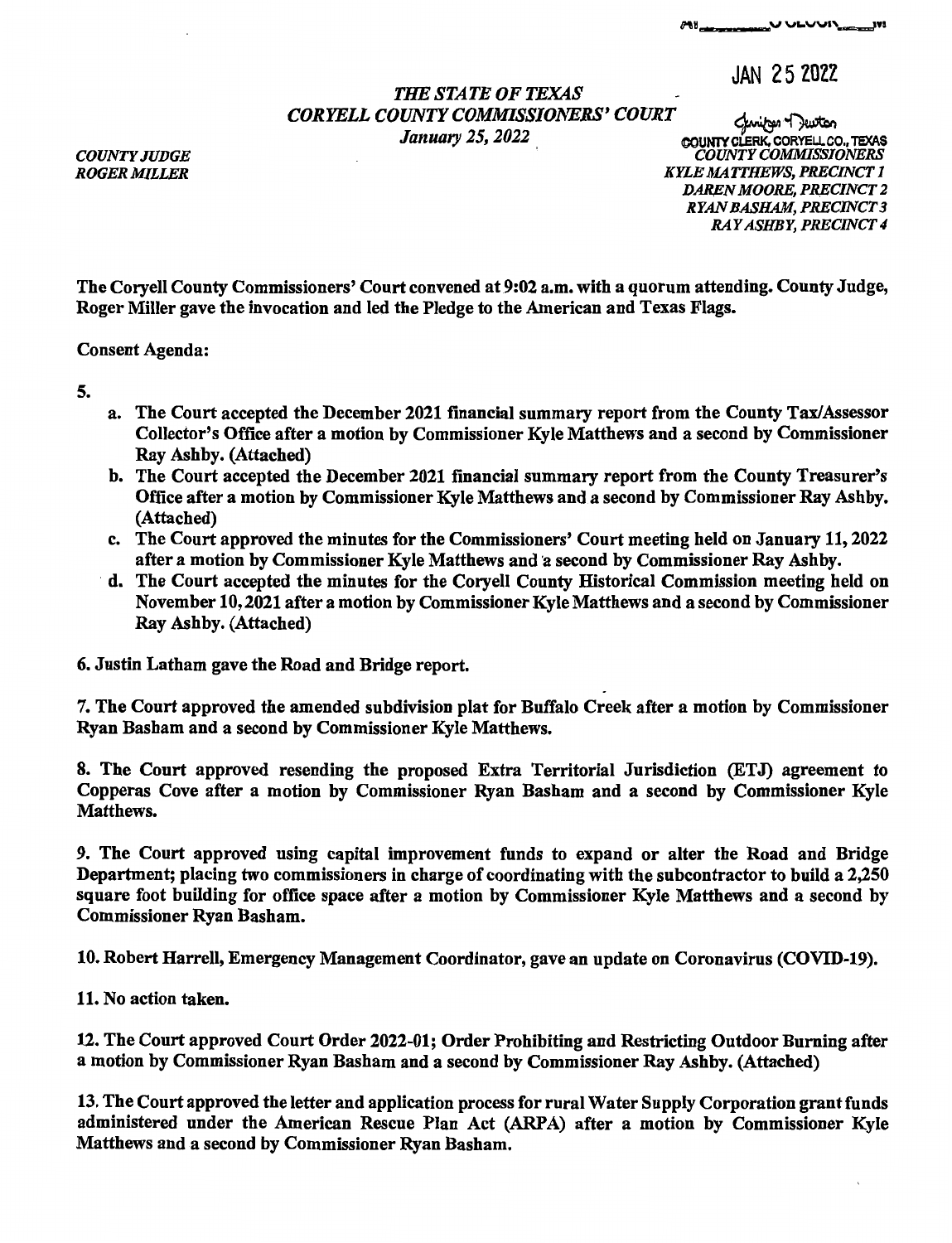JAN 25 2022

*THE STATE OF TEXAS*
*CORYELL COUNTY COMMISSIONERS' COURT*
*January 25, 2022*

COUNTY CLERK, CORYELL CO., TEXAS

*COUNTY JUDGE*
*ROGER MILLER*

*COUNTY COMMISSIONERS*
*KYLE MATTHEWS, PRECINCT 1*
*DAREN MOORE, PRECINCT 2*
*RYAN BASHAM, PRECINCT 3*
*RAY ASHBY, PRECINCT 4*

**The Coryell County Commissioners' Court convened at 9:02 a.m. with a quorum attending. County Judge, Roger Miller gave the invocation and led the Pledge to the American and Texas Flags.**

Consent Agenda:

**5.**

- **a. The Court accepted the December 2021 financial summary report from the County Tax/Assessor Collector's Office after a motion by Commissioner Kyle Matthews and a second by Commissioner Ray Ashby. (Attached)**
- **b. The Court accepted the December 2021 financial summary report from the County Treasurer's Office after a motion by Commissioner Kyle Matthews and a second by Commissioner Ray Ashby. (Attached)**
- **c. The Court approved the minutes for the Commissioners' Court meeting held on January 11, 2022 after a motion by Commissioner Kyle Matthews and a second by Commissioner Ray Ashby.**
- **d. The Court accepted the minutes for the Coryell County Historical Commission meeting held on November 10, 2021 after a motion by Commissioner Kyle Matthews and a second by Commissioner Ray Ashby. (Attached)**

**6. Justin Latham gave the Road and Bridge report.**

**7. The Court approved the amended subdivision plat for Buffalo Creek after a motion by Commissioner Ryan Basham and a second by Commissioner Kyle Matthews.**

**8. The Court approved resending the proposed Extra Territorial Jurisdiction (ETJ) agreement to Copperas Cove after a motion by Commissioner Ryan Basham and a second by Commissioner Kyle Matthews.**

**9. The Court approved using capital improvement funds to expand or alter the Road and Bridge Department; placing two commissioners in charge of coordinating with the subcontractor to build a 2,250 square foot building for office space after a motion by Commissioner Kyle Matthews and a second by Commissioner Ryan Basham.**

**10. Robert Harrell, Emergency Management Coordinator, gave an update on Coronavirus (COVID-19).**

**11. No action taken.**

**12. The Court approved Court Order 2022-01; Order Prohibiting and Restricting Outdoor Burning after a motion by Commissioner Ryan Basham and a second by Commissioner Ray Ashby. (Attached)**

**13. The Court approved the letter and application process for rural Water Supply Corporation grant funds administered under the American Rescue Plan Act (ARPA) after a motion by Commissioner Kyle Matthews and a second by Commissioner Ryan Basham.**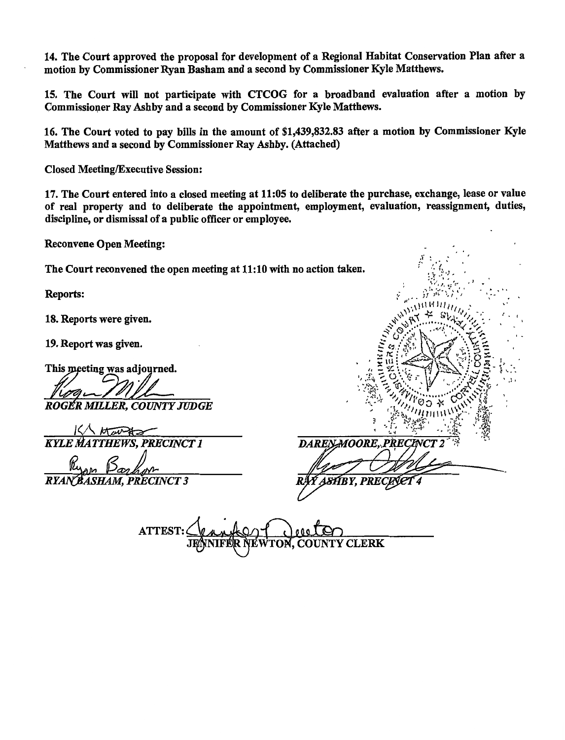**14. The Court approved the proposal for development of a Regional Habitat Conservation Plan after a motion by Commissioner Ryan Basham and a second by Commissioner Kyle Matthews.**

**15. The Court will not participate with CTCOG for a broadband evaluation after a motion by Commissioner Ray Ashby and a second by Commissioner Kyle Matthews.**

**16. The Court voted to pay bills in the amount of $1,439,832.83 after a motion by Commissioner Kyle Matthews and a second by Commissioner Ray Ashby. (Attached)**

**Closed Meeting/Executive Session:**

**17. The Court entered into a closed meeting at 11:05 to deliberate the purchase, exchange, lease or value of real property and to deliberate the appointment, employment, evaluation, reassignment, duties, discipline, or dismissal of a public officer or employee.**

**Reconvene Open Meeting:**

**The Court reconvened the open meeting at 11:10 with no action taken.**

**Reports:**

**18. Reports were given.**

**19. Report was given.**

**This meeting was adjourned.**

***ROGER MILLER, COUNTY JUDGE***

***KYLE MATTHEWS, PRECINCT 1***

***DAREN MOORE, PRECINCT 2***

***RYAN BASHAM, PRECINCT 3***

***RAY ASHBY, PRECINCT 4***

**ATTEST:**
**JENNIFER NEWTON, COUNTY CLERK**